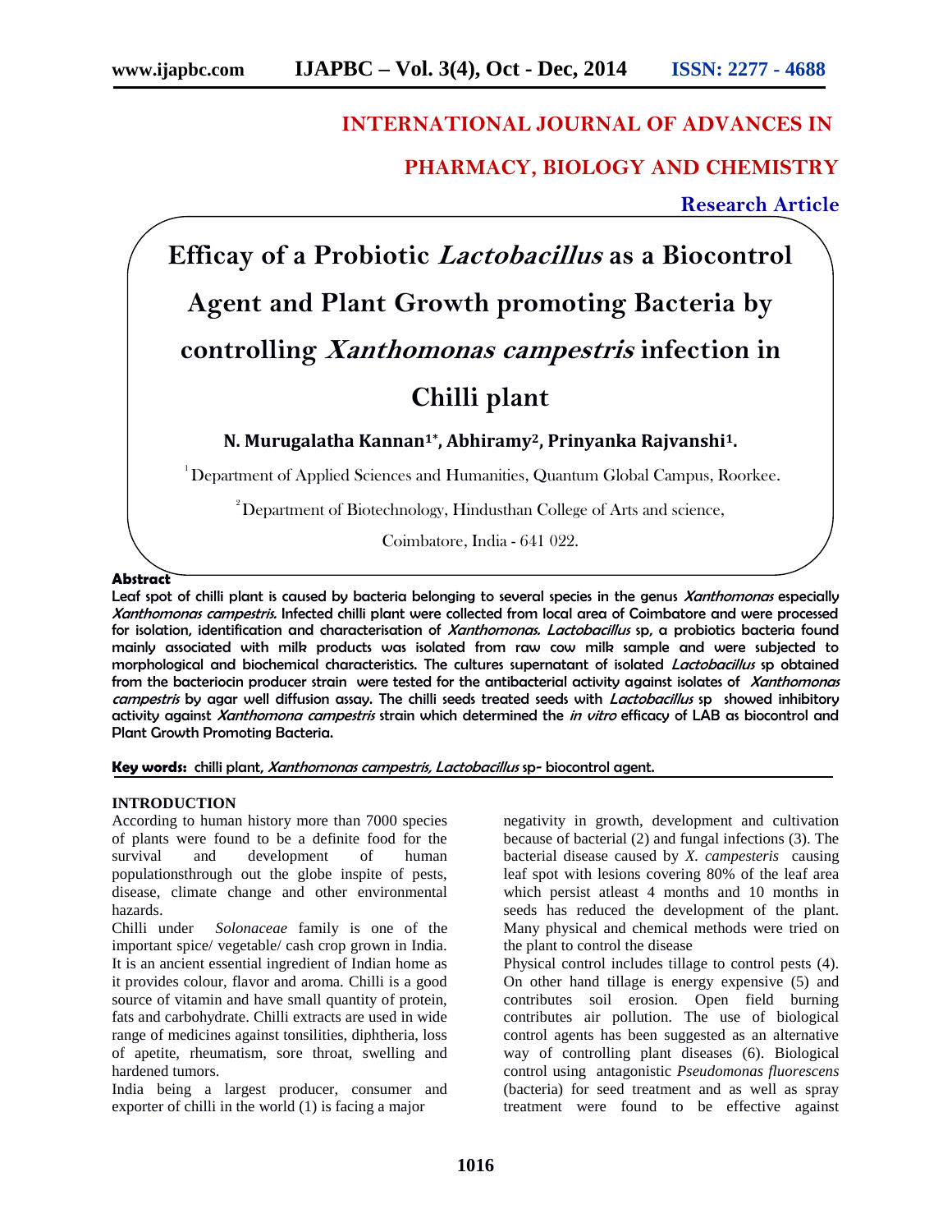INTERNATIONAL JOURNAL OF ADVANCES IN PHARMACY, BIOLOGY AND CHEMISTRY

**Research Article**

# Efficacy of a Probiotic *Lactobacillus* as a Biocontrol Agent and Plant Growth promoting Bacteria by controlling *Xanthomonas campestris* infection in Chilli plant

**N. Murugalatha Kannan[1]*, Abhiramy[2], Prinyanka Rajvanshi[1].**

[1] Department of Applied Sciences and Humanities, Quantum Global Campus, Roorkee.

[2] Department of Biotechnology, Hindusthan College of Arts and science, Coimbatore, India - 641 022.

## Abstract

**Leaf spot of chilli plant is caused by bacteria belonging to several species in the genus *Xanthomonas* especially *Xanthomonas campestris.* Infected chilli plant were collected from local area of Coimbatore and were processed for isolation, identification and characterisation of *Xanthomonas. Lactobacillus* sp, a probiotics bacteria found mainly associated with milk products was isolated from raw cow milk sample and were subjected to morphological and biochemical characteristics. The cultures supernatant of isolated *Lactobacillus* sp obtained from the bacteriocin producer strain were tested for the antibacterial activity against isolates of *Xanthomonas campestris* by agar well diffusion assay. The chilli seeds treated seeds with *Lactobacillus* sp showed inhibitory activity against *Xanthomona campestris* strain which determined the *in vitro* efficacy of LAB as biocontrol and Plant Growth Promoting Bacteria.**

**Key words:** chilli plant, *Xanthomonas campestris, Lactobacillus* sp- biocontrol agent.

## INTRODUCTION

According to human history more than 7000 species of plants were found to be a definite food for the survival and development of human populationsthrough out the globe inspite of pests, disease, climate change and other environmental hazards.

Chilli under *Solonaceae* family is one of the important spice/ vegetable/ cash crop grown in India. It is an ancient essential ingredient of Indian home as it provides colour, flavor and aroma. Chilli is a good source of vitamin and have small quantity of protein, fats and carbohydrate. Chilli extracts are used in wide range of medicines against tonsilities, diphtheria, loss of apetite, rheumatism, sore throat, swelling and hardened tumors.

India being a largest producer, consumer and exporter of chilli in the world (1) is facing a major negativity in growth, development and cultivation because of bacterial (2) and fungal infections (3). The bacterial disease caused by *X. campesteris* causing leaf spot with lesions covering 80% of the leaf area which persist atleast 4 months and 10 months in seeds has reduced the development of the plant. Many physical and chemical methods were tried on the plant to control the disease

Physical control includes tillage to control pests (4). On other hand tillage is energy expensive (5) and contributes soil erosion. Open field burning contributes air pollution. The use of biological control agents has been suggested as an alternative way of controlling plant diseases (6). Biological control using antagonistic *Pseudomonas fluorescens* (bacteria) for seed treatment and as well as spray treatment were found to be effective against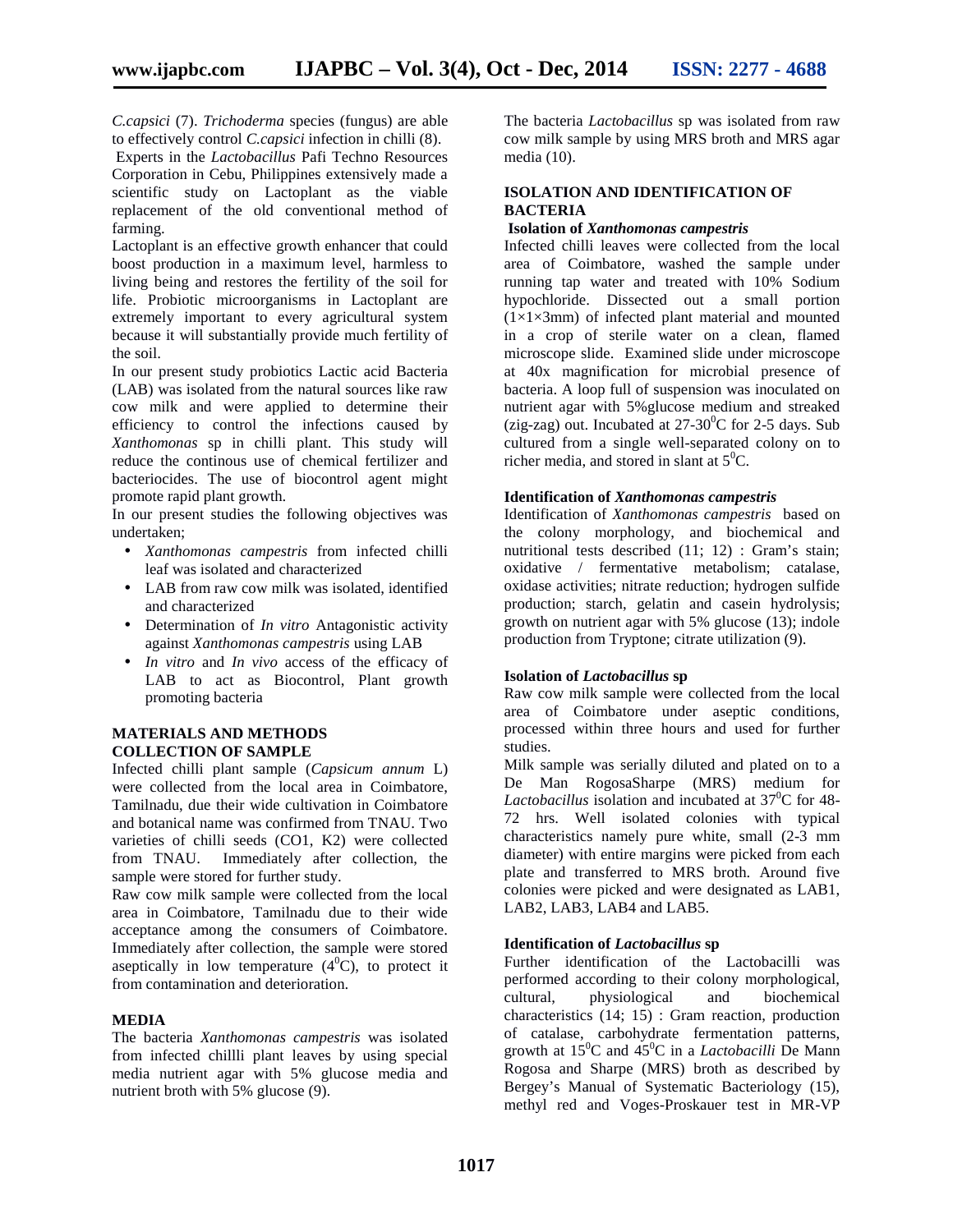*C.capsici* (7). *Trichoderma* species (fungus) are able to effectively control *C.capsici* infection in chilli (8).

Experts in the *Lactobacillus* Pafi Techno Resources Corporation in Cebu, Philippines extensively made a scientific study on Lactoplant as the viable replacement of the old conventional method of farming.

Lactoplant is an effective growth enhancer that could boost production in a maximum level, harmless to living being and restores the fertility of the soil for life. Probiotic microorganisms in Lactoplant are extremely important to every agricultural system because it will substantially provide much fertility of the soil.

In our present study probiotics Lactic acid Bacteria (LAB) was isolated from the natural sources like raw cow milk and were applied to determine their efficiency to control the infections caused by *Xanthomonas* sp in chilli plant. This study will reduce the continous use of chemical fertilizer and bacteriocides. The use of biocontrol agent might promote rapid plant growth.

In our present studies the following objectives was undertaken;

- *Xanthomonas campestris* from infected chilli leaf was isolated and characterized
- LAB from raw cow milk was isolated, identified and characterized
- Determination of *In vitro* Antagonistic activity against *Xanthomonas campestris* using LAB
- *In vitro* and *In vivo* access of the efficacy of LAB to act as Biocontrol, Plant growth promoting bacteria

## MATERIALS AND METHODS

### COLLECTION OF SAMPLE

Infected chilli plant sample (*Capsicum annum* L) were collected from the local area in Coimbatore, Tamilnadu, due their wide cultivation in Coimbatore and botanical name was confirmed from TNAU. Two varieties of chilli seeds (CO1, K2) were collected from TNAU. Immediately after collection, the sample were stored for further study.

Raw cow milk sample were collected from the local area in Coimbatore, Tamilnadu due to their wide acceptance among the consumers of Coimbatore. Immediately after collection, the sample were stored aseptically in low temperature ($4^0$C), to protect it from contamination and deterioration.

### MEDIA

The bacteria *Xanthomonas campestris* was isolated from infected chillli plant leaves by using special media nutrient agar with 5% glucose media and nutrient broth with 5% glucose (9).

The bacteria *Lactobacillus* sp was isolated from raw cow milk sample by using MRS broth and MRS agar media (10).

### ISOLATION AND IDENTIFICATION OF BACTERIA

**Isolation of *Xanthomonas campestris***

Infected chilli leaves were collected from the local area of Coimbatore, washed the sample under running tap water and treated with 10% Sodium hypochloride. Dissected out a small portion (1×1×3mm) of infected plant material and mounted in a crop of sterile water on a clean, flamed microscope slide. Examined slide under microscope at 40x magnification for microbial presence of bacteria. A loop full of suspension was inoculated on nutrient agar with 5%glucose medium and streaked (zig-zag) out. Incubated at 27-30$^0$C for 2-5 days. Sub cultured from a single well-separated colony on to richer media, and stored in slant at 5$^0$C.

**Identification of *Xanthomonas campestris***

Identification of *Xanthomonas campestris* based on the colony morphology, and biochemical and nutritional tests described (11; 12) : Gram's stain; oxidative / fermentative metabolism; catalase, oxidase activities; nitrate reduction; hydrogen sulfide production; starch, gelatin and casein hydrolysis; growth on nutrient agar with 5% glucose (13); indole production from Tryptone; citrate utilization (9).

**Isolation of *Lactobacillus* sp**

Raw cow milk sample were collected from the local area of Coimbatore under aseptic conditions, processed within three hours and used for further studies.

Milk sample was serially diluted and plated on to a De Man RogosaSharpe (MRS) medium for *Lactobacillus* isolation and incubated at 37$^0$C for 48-72 hrs. Well isolated colonies with typical characteristics namely pure white, small (2-3 mm diameter) with entire margins were picked from each plate and transferred to MRS broth. Around five colonies were picked and were designated as LAB1, LAB2, LAB3, LAB4 and LAB5.

**Identification of *Lactobacillus* sp**

Further identification of the Lactobacilli was performed according to their colony morphological, cultural, physiological and biochemical characteristics (14; 15) : Gram reaction, production of catalase, carbohydrate fermentation patterns, growth at 15$^0$C and 45$^0$C in a *Lactobacilli* De Mann Rogosa and Sharpe (MRS) broth as described by Bergey's Manual of Systematic Bacteriology (15), methyl red and Voges-Proskauer test in MR-VP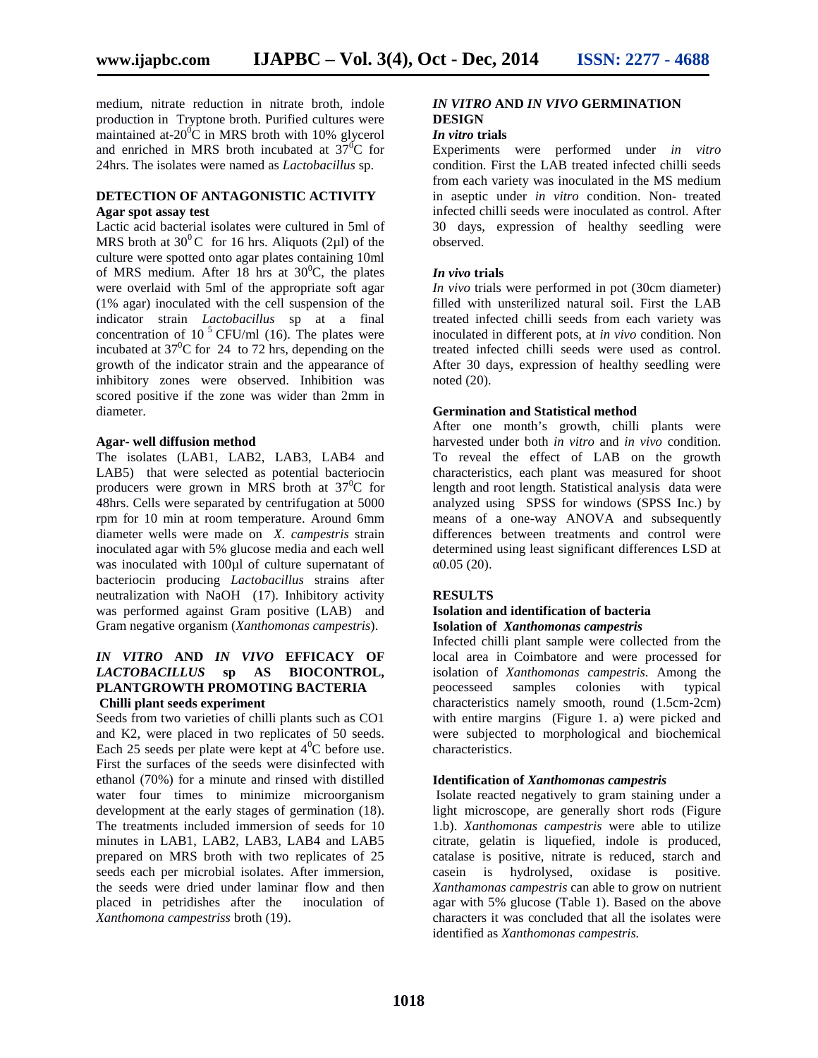medium, nitrate reduction in nitrate broth, indole production in Tryptone broth. Purified cultures were maintained at-$20^0$C in MRS broth with 10% glycerol and enriched in MRS broth incubated at $37^0$C for 24hrs. The isolates were named as *Lactobacillus* sp.

## DETECTION OF ANTAGONISTIC ACTIVITY

### Agar spot assay test

Lactic acid bacterial isolates were cultured in 5ml of MRS broth at $30^0$ C for 16 hrs. Aliquots (2µl) of the culture were spotted onto agar plates containing 10ml of MRS medium. After 18 hrs at $30^0$C, the plates were overlaid with 5ml of the appropriate soft agar (1% agar) inoculated with the cell suspension of the indicator strain *Lactobacillus* sp at a final concentration of $10^5$ CFU/ml (16). The plates were incubated at $37^0$C for 24 to 72 hrs, depending on the growth of the indicator strain and the appearance of inhibitory zones were observed. Inhibition was scored positive if the zone was wider than 2mm in diameter.

### Agar- well diffusion method

The isolates (LAB1, LAB2, LAB3, LAB4 and LAB5) that were selected as potential bacteriocin producers were grown in MRS broth at $37^0$C for 48hrs. Cells were separated by centrifugation at 5000 rpm for 10 min at room temperature. Around 6mm diameter wells were made on *X. campestris* strain inoculated agar with 5% glucose media and each well was inoculated with 100µl of culture supernatant of bacteriocin producing *Lactobacillus* strains after neutralization with NaOH (17). Inhibitory activity was performed against Gram positive (LAB) and Gram negative organism (*Xanthomonas campestris*).

## *IN VITRO* AND *IN VIVO* EFFICACY OF *LACTOBACILLUS* sp AS BIOCONTROL, PLANTGROWTH PROMOTING BACTERIA

### Chilli plant seeds experiment

Seeds from two varieties of chilli plants such as CO1 and K2, were placed in two replicates of 50 seeds. Each 25 seeds per plate were kept at $4^0$C before use. First the surfaces of the seeds were disinfected with ethanol (70%) for a minute and rinsed with distilled water four times to minimize microorganism development at the early stages of germination (18). The treatments included immersion of seeds for 10 minutes in LAB1, LAB2, LAB3, LAB4 and LAB5 prepared on MRS broth with two replicates of 25 seeds each per microbial isolates. After immersion, the seeds were dried under laminar flow and then placed in petridishes after the inoculation of *Xanthomona campestriss* broth (19).

## *IN VITRO* AND *IN VIVO* GERMINATION DESIGN

### *In vitro* trials

Experiments were performed under *in vitro* condition. First the LAB treated infected chilli seeds from each variety was inoculated in the MS medium in aseptic under *in vitro* condition. Non- treated infected chilli seeds were inoculated as control. After 30 days, expression of healthy seedling were observed.

### *In vivo* trials

*In vivo* trials were performed in pot (30cm diameter) filled with unsterilized natural soil. First the LAB treated infected chilli seeds from each variety was inoculated in different pots, at *in vivo* condition. Non treated infected chilli seeds were used as control. After 30 days, expression of healthy seedling were noted (20).

### Germination and Statistical method

After one month's growth, chilli plants were harvested under both *in vitro* and *in vivo* condition. To reveal the effect of LAB on the growth characteristics, each plant was measured for shoot length and root length. Statistical analysis data were analyzed using SPSS for windows (SPSS Inc.) by means of a one-way ANOVA and subsequently differences between treatments and control were determined using least significant differences LSD at α0.05 (20).

## RESULTS

### Isolation and identification of bacteria

### Isolation of *Xanthomonas campestris*

Infected chilli plant sample were collected from the local area in Coimbatore and were processed for isolation of *Xanthomonas campestris.* Among the peocesseed samples colonies with typical characteristics namely smooth, round (1.5cm-2cm) with entire margins (Figure 1. a) were picked and were subjected to morphological and biochemical characteristics.

### Identification of *Xanthomonas campestris*

Isolate reacted negatively to gram staining under a light microscope, are generally short rods (Figure 1.b). *Xanthomonas campestris* were able to utilize citrate, gelatin is liquefied, indole is produced, catalase is positive, nitrate is reduced, starch and casein is hydrolysed, oxidase is positive. *Xanthamonas campestris* can able to grow on nutrient agar with 5% glucose (Table 1). Based on the above characters it was concluded that all the isolates were identified as *Xanthomonas campestris.*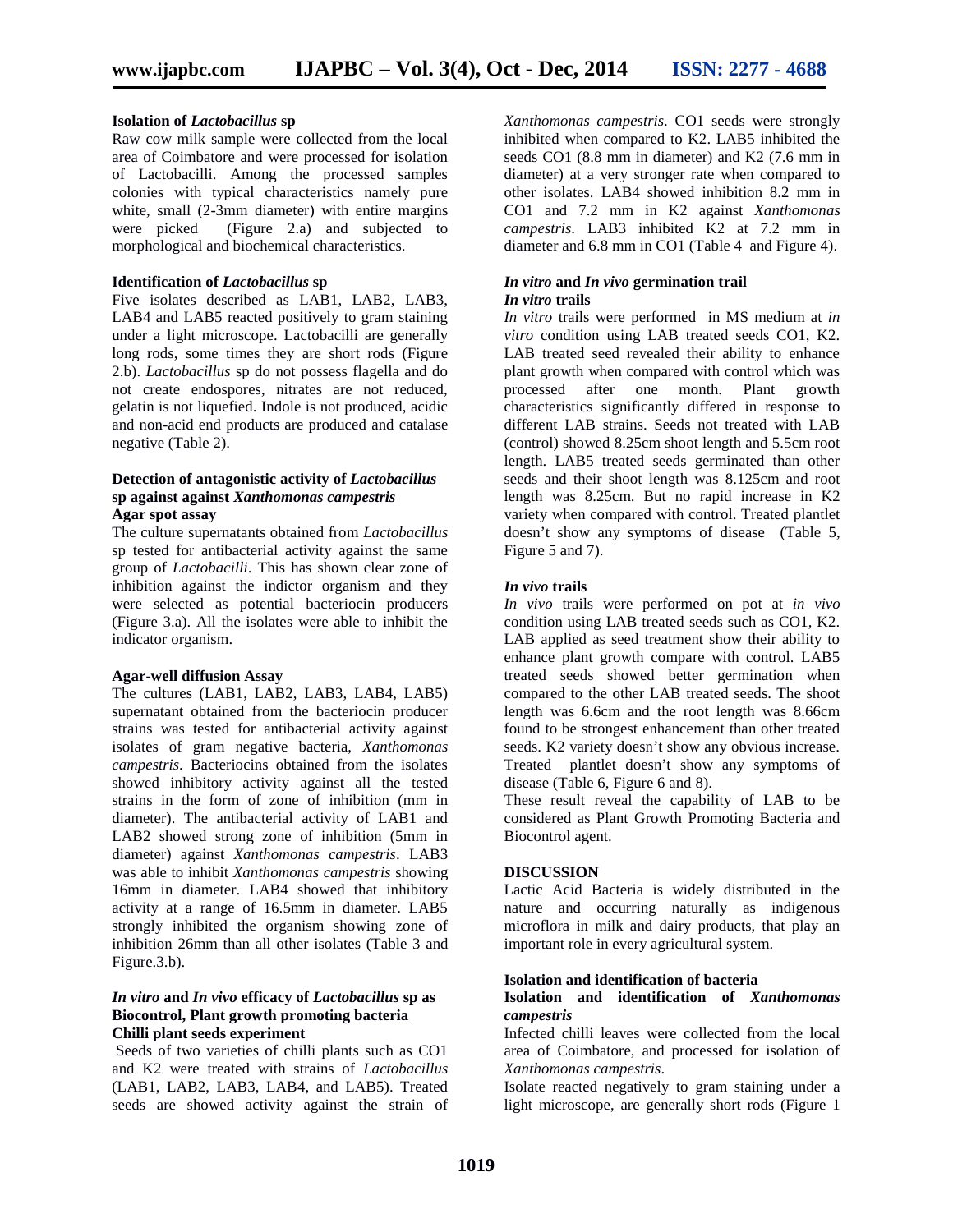### Isolation of *Lactobacillus* sp

Raw cow milk sample were collected from the local area of Coimbatore and were processed for isolation of Lactobacilli. Among the processed samples colonies with typical characteristics namely pure white, small (2-3mm diameter) with entire margins were picked (Figure 2.a) and subjected to morphological and biochemical characteristics.

### Identification of *Lactobacillus* sp

Five isolates described as LAB1, LAB2, LAB3, LAB4 and LAB5 reacted positively to gram staining under a light microscope. Lactobacilli are generally long rods, some times they are short rods (Figure 2.b). *Lactobacillus* sp do not possess flagella and do not create endospores, nitrates are not reduced, gelatin is not liquefied. Indole is not produced, acidic and non-acid end products are produced and catalase negative (Table 2).

### Detection of antagonistic activity of *Lactobacillus* sp against against *Xanthomonas campestris*

#### Agar spot assay

The culture supernatants obtained from *Lactobacillus* sp tested for antibacterial activity against the same group of *Lactobacilli*. This has shown clear zone of inhibition against the indictor organism and they were selected as potential bacteriocin producers (Figure 3.a). All the isolates were able to inhibit the indicator organism.

#### Agar-well diffusion Assay

The cultures (LAB1, LAB2, LAB3, LAB4, LAB5) supernatant obtained from the bacteriocin producer strains was tested for antibacterial activity against isolates of gram negative bacteria, *Xanthomonas campestris*. Bacteriocins obtained from the isolates showed inhibitory activity against all the tested strains in the form of zone of inhibition (mm in diameter). The antibacterial activity of LAB1 and LAB2 showed strong zone of inhibition (5mm in diameter) against *Xanthomonas campestris*. LAB3 was able to inhibit *Xanthomonas campestris* showing 16mm in diameter. LAB4 showed that inhibitory activity at a range of 16.5mm in diameter. LAB5 strongly inhibited the organism showing zone of inhibition 26mm than all other isolates (Table 3 and Figure.3.b).

### *In vitro* and *In vivo* efficacy of *Lactobacillus* sp as Biocontrol, Plant growth promoting bacteria

#### Chilli plant seeds experiment

Seeds of two varieties of chilli plants such as CO1 and K2 were treated with strains of *Lactobacillus* (LAB1, LAB2, LAB3, LAB4, and LAB5). Treated seeds are showed activity against the strain of *Xanthomonas campestris*. CO1 seeds were strongly inhibited when compared to K2. LAB5 inhibited the seeds CO1 (8.8 mm in diameter) and K2 (7.6 mm in diameter) at a very stronger rate when compared to other isolates. LAB4 showed inhibition 8.2 mm in CO1 and 7.2 mm in K2 against *Xanthomonas campestris*. LAB3 inhibited K2 at 7.2 mm in diameter and 6.8 mm in CO1 (Table 4 and Figure 4).

### *In vitro* and *In vivo* germination trail

#### *In vitro* trails

*In vitro* trails were performed in MS medium at *in vitro* condition using LAB treated seeds CO1, K2. LAB treated seed revealed their ability to enhance plant growth when compared with control which was processed after one month. Plant growth characteristics significantly differed in response to different LAB strains. Seeds not treated with LAB (control) showed 8.25cm shoot length and 5.5cm root length. LAB5 treated seeds germinated than other seeds and their shoot length was 8.125cm and root length was 8.25cm. But no rapid increase in K2 variety when compared with control. Treated plantlet doesn't show any symptoms of disease (Table 5, Figure 5 and 7).

#### *In vivo* trails

*In vivo* trails were performed on pot at *in vivo* condition using LAB treated seeds such as CO1, K2. LAB applied as seed treatment show their ability to enhance plant growth compare with control. LAB5 treated seeds showed better germination when compared to the other LAB treated seeds. The shoot length was 6.6cm and the root length was 8.66cm found to be strongest enhancement than other treated seeds. K2 variety doesn't show any obvious increase. Treated plantlet doesn't show any symptoms of disease (Table 6, Figure 6 and 8).

These result reveal the capability of LAB to be considered as Plant Growth Promoting Bacteria and Biocontrol agent.

## DISCUSSION

Lactic Acid Bacteria is widely distributed in the nature and occurring naturally as indigenous microflora in milk and dairy products, that play an important role in every agricultural system.

### Isolation and identification of bacteria

#### Isolation and identification of *Xanthomonas campestris*

Infected chilli leaves were collected from the local area of Coimbatore, and processed for isolation of *Xanthomonas campestris*.

Isolate reacted negatively to gram staining under a light microscope, are generally short rods (Figure 1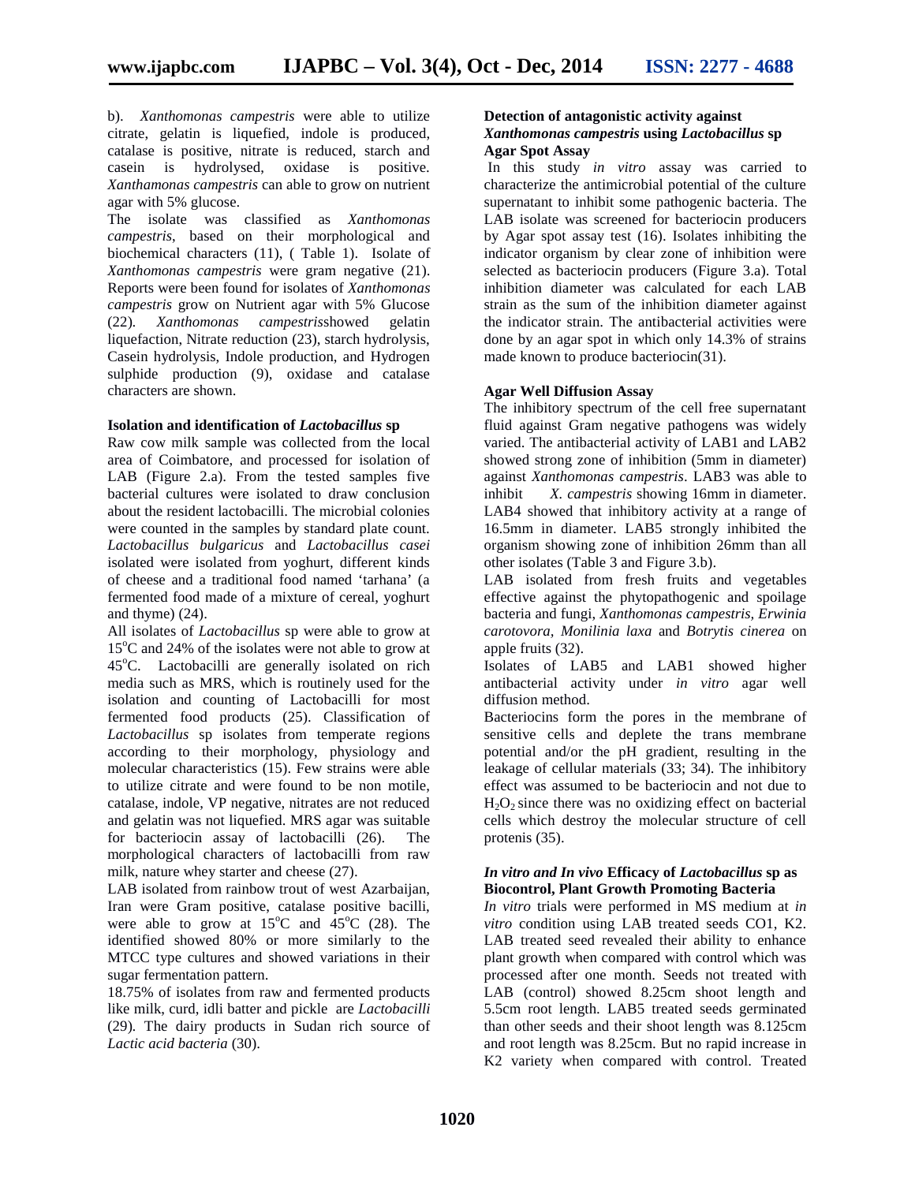b). *Xanthomonas campestris* were able to utilize citrate, gelatin is liquefied, indole is produced, catalase is positive, nitrate is reduced, starch and casein is hydrolysed, oxidase is positive. *Xanthamonas campestris* can able to grow on nutrient agar with 5% glucose.

The isolate was classified as *Xanthomonas campestris*, based on their morphological and biochemical characters (11), ( Table 1). Isolate of *Xanthomonas campestris* were gram negative (21). Reports were been found for isolates of *Xanthomonas campestris* grow on Nutrient agar with 5% Glucose (22). *Xanthomonas campestris*showed gelatin liquefaction, Nitrate reduction (23), starch hydrolysis, Casein hydrolysis, Indole production, and Hydrogen sulphide production (9), oxidase and catalase characters are shown.

#### Isolation and identification of *Lactobacillus* sp

Raw cow milk sample was collected from the local area of Coimbatore, and processed for isolation of LAB (Figure 2.a). From the tested samples five bacterial cultures were isolated to draw conclusion about the resident lactobacilli. The microbial colonies were counted in the samples by standard plate count. *Lactobacillus bulgaricus* and *Lactobacillus casei* isolated were isolated from yoghurt, different kinds of cheese and a traditional food named 'tarhana' (a fermented food made of a mixture of cereal, yoghurt and thyme) (24).

All isolates of *Lactobacillus* sp were able to grow at 15°C and 24% of the isolates were not able to grow at 45°C. Lactobacilli are generally isolated on rich media such as MRS, which is routinely used for the isolation and counting of Lactobacilli for most fermented food products (25). Classification of *Lactobacillus* sp isolates from temperate regions according to their morphology, physiology and molecular characteristics (15). Few strains were able to utilize citrate and were found to be non motile, catalase, indole, VP negative, nitrates are not reduced and gelatin was not liquefied. MRS agar was suitable for bacteriocin assay of lactobacilli (26). The morphological characters of lactobacilli from raw milk, nature whey starter and cheese (27).

LAB isolated from rainbow trout of west Azarbaijan, Iran were Gram positive, catalase positive bacilli, were able to grow at 15°C and 45°C (28). The identified showed 80% or more similarly to the MTCC type cultures and showed variations in their sugar fermentation pattern.

18.75% of isolates from raw and fermented products like milk, curd, idli batter and pickle are *Lactobacilli* (29). The dairy products in Sudan rich source of *Lactic acid bacteria* (30).

#### Detection of antagonistic activity against *Xanthomonas campestris* using *Lactobacillus* sp

#### Agar Spot Assay

In this study *in vitro* assay was carried to characterize the antimicrobial potential of the culture supernatant to inhibit some pathogenic bacteria. The LAB isolate was screened for bacteriocin producers by Agar spot assay test (16). Isolates inhibiting the indicator organism by clear zone of inhibition were selected as bacteriocin producers (Figure 3.a). Total inhibition diameter was calculated for each LAB strain as the sum of the inhibition diameter against the indicator strain. The antibacterial activities were done by an agar spot in which only 14.3% of strains made known to produce bacteriocin(31).

#### Agar Well Diffusion Assay

The inhibitory spectrum of the cell free supernatant fluid against Gram negative pathogens was widely varied. The antibacterial activity of LAB1 and LAB2 showed strong zone of inhibition (5mm in diameter) against *Xanthomonas campestris*. LAB3 was able to inhibit *X. campestris* showing 16mm in diameter. LAB4 showed that inhibitory activity at a range of 16.5mm in diameter. LAB5 strongly inhibited the organism showing zone of inhibition 26mm than all other isolates (Table 3 and Figure 3.b).

LAB isolated from fresh fruits and vegetables effective against the phytopathogenic and spoilage bacteria and fungi, *Xanthomonas campestris, Erwinia carotovora, Monilinia laxa* and *Botrytis cinerea* on apple fruits (32).

Isolates of LAB5 and LAB1 showed higher antibacterial activity under *in vitro* agar well diffusion method.

Bacteriocins form the pores in the membrane of sensitive cells and deplete the trans membrane potential and/or the pH gradient, resulting in the leakage of cellular materials (33; 34). The inhibitory effect was assumed to be bacteriocin and not due to $H_2O_2$ since there was no oxidizing effect on bacterial cells which destroy the molecular structure of cell protenis (35).

#### *In vitro and In vivo* Efficacy of *Lactobacillus* sp as Biocontrol, Plant Growth Promoting Bacteria

*In vitro* trials were performed in MS medium at *in vitro* condition using LAB treated seeds CO1, K2. LAB treated seed revealed their ability to enhance plant growth when compared with control which was processed after one month. Seeds not treated with LAB (control) showed 8.25cm shoot length and 5.5cm root length. LAB5 treated seeds germinated than other seeds and their shoot length was 8.125cm and root length was 8.25cm. But no rapid increase in K2 variety when compared with control. Treated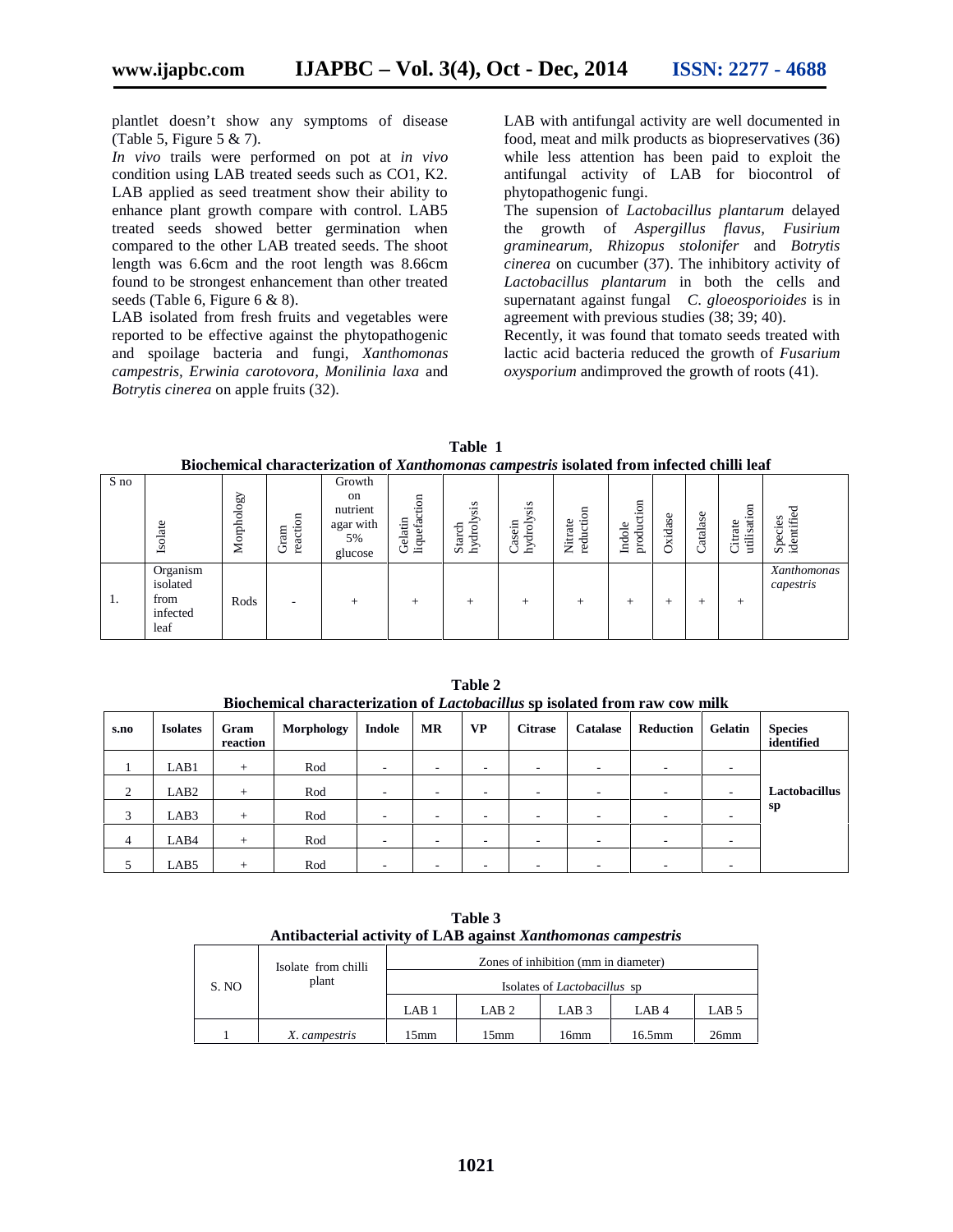plantlet doesn't show any symptoms of disease (Table 5, Figure 5 & 7).

*In vivo* trails were performed on pot at *in vivo* condition using LAB treated seeds such as CO1, K2. LAB applied as seed treatment show their ability to enhance plant growth compare with control. LAB5 treated seeds showed better germination when compared to the other LAB treated seeds. The shoot length was 6.6cm and the root length was 8.66cm found to be strongest enhancement than other treated seeds (Table 6, Figure 6 & 8).

LAB isolated from fresh fruits and vegetables were reported to be effective against the phytopathogenic and spoilage bacteria and fungi, *Xanthomonas campestris, Erwinia carotovora, Monilinia laxa* and *Botrytis cinerea* on apple fruits (32).

LAB with antifungal activity are well documented in food, meat and milk products as biopreservatives (36) while less attention has been paid to exploit the antifungal activity of LAB for biocontrol of phytopathogenic fungi.

The supension of *Lactobacillus plantarum* delayed the growth of *Aspergillus flavus, Fusirium graminearum, Rhizopus stolonifer* and *Botrytis cinerea* on cucumber (37). The inhibitory activity of *Lactobacillus plantarum* in both the cells and supernatant against fungal *C. gloeosporioides* is in agreement with previous studies (38; 39; 40).

Recently, it was found that tomato seeds treated with lactic acid bacteria reduced the growth of *Fusarium oxysporium* andimproved the growth of roots (41).

**Table 1**
**Biochemical characterization of *Xanthomonas campestris* isolated from infected chilli leaf**

| S no | Isolate | Morphology | Gram reaction | Growth on nutrient agar with 5% glucose | Gelatin liquefaction | Starch hydrolysis | Casein hydrolysis | Nitrate reduction | Indole production | Oxidase | Catalase | Citrate utilisation | Species identified |
|---|---|---|---|---|---|---|---|---|---|---|---|---|---|
| 1. | Organism isolated from infected leaf | Rods | - | + | + | + | + | + | + | + | + | + | *Xanthomonas capestris* |

**Table 2**
**Biochemical characterization of *Lactobacillus* sp isolated from raw cow milk**

| s.no | Isolates | Gram reaction | Morphology | Indole | MR | VP | Citrase | Catalase | Reduction | Gelatin | Species identified |
|---|---|---|---|---|---|---|---|---|---|---|---|
| 1 | LAB1 | + | Rod | - | - | - | - | - | - | - | **Lactobacillus sp** |
| 2 | LAB2 | + | Rod | - | - | - | - | - | - | - | |
| 3 | LAB3 | + | Rod | - | - | - | - | - | - | - | |
| 4 | LAB4 | + | Rod | - | - | - | - | - | - | - | |
| 5 | LAB5 | + | Rod | - | - | - | - | - | - | - | |

**Table 3**
**Antibacterial activity of LAB against *Xanthomonas campestris***

| S. NO | Isolate from chilli plant | Zones of inhibition (mm in diameter) | | | | |
|---|---|---|---|---|---|---|
| | | Isolates of *Lactobacillus* sp | | | | |
| | | LAB 1 | LAB 2 | LAB 3 | LAB 4 | LAB 5 |
| 1 | *X. campestris* | 15mm | 15mm | 16mm | 16.5mm | 26mm |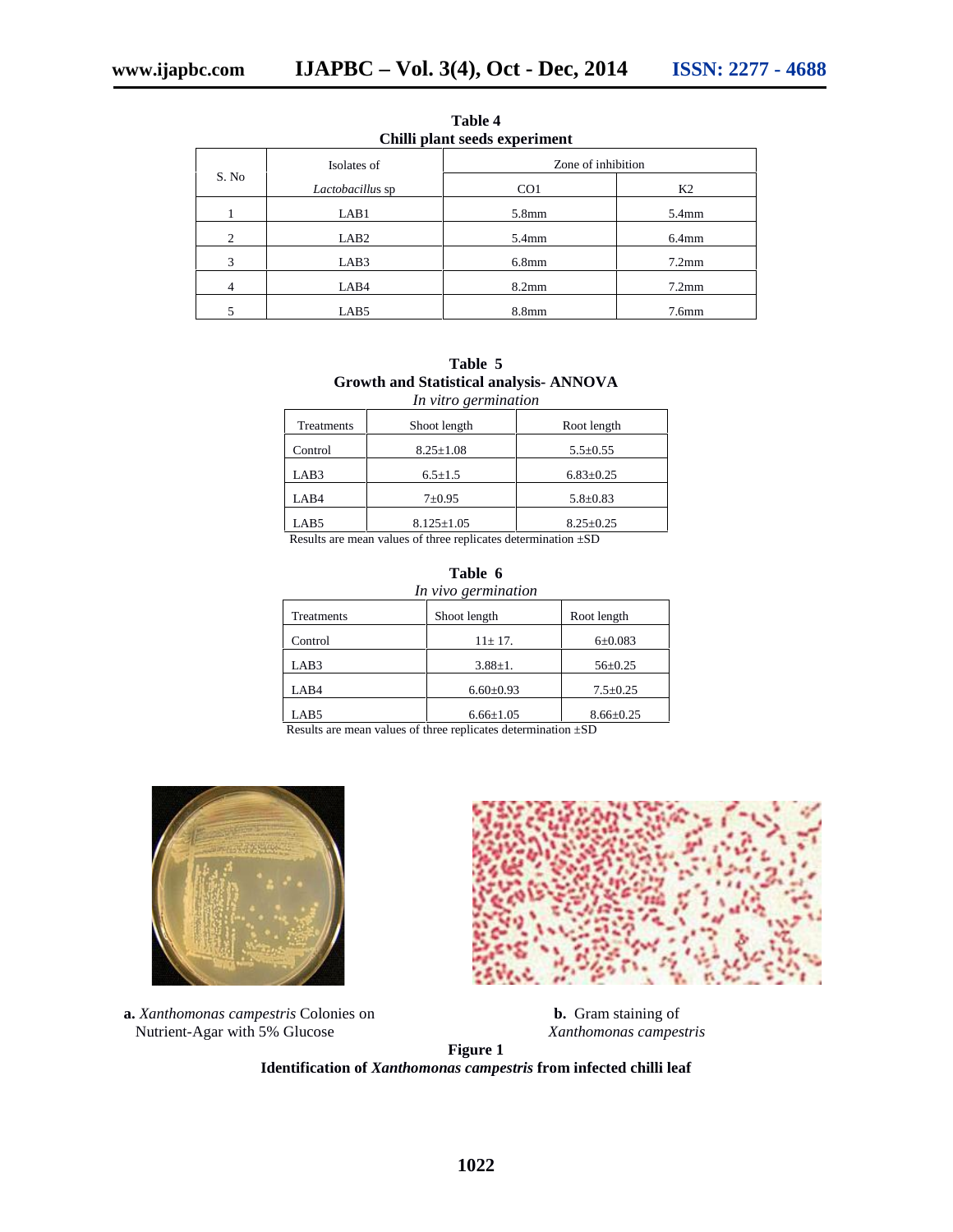**Table 4**
**Chilli plant seeds experiment**

| S. No | Isolates of *Lactobacillus* sp | Zone of inhibition | |
|---|---|---|---|
| | | CO1 | K2 |
| 1 | LAB1 | 5.8mm | 5.4mm |
| 2 | LAB2 | 5.4mm | 6.4mm |
| 3 | LAB3 | 6.8mm | 7.2mm |
| 4 | LAB4 | 8.2mm | 7.2mm |
| 5 | LAB5 | 8.8mm | 7.6mm |

**Table 5**
**Growth and Statistical analysis- ANNOVA**
*In vitro germination*

| Treatments | Shoot length | Root length |
|---|---|---|
| Control | 8.25±1.08 | 5.5±0.55 |
| LAB3 | 6.5±1.5 | 6.83±0.25 |
| LAB4 | 7±0.95 | 5.8±0.83 |
| LAB5 | 8.125±1.05 | 8.25±0.25 |

Results are mean values of three replicates determination ±SD

**Table 6**
*In vivo germination*

| Treatments | Shoot length | Root length |
|---|---|---|
| Control | 11± 17. | 6±0.083 |
| LAB3 | 3.88±1. | 56±0.25 |
| LAB4 | 6.60±0.93 | 7.5±0.25 |
| LAB5 | 6.66±1.05 | 8.66±0.25 |

Results are mean values of three replicates determination ±SD

**a.** *Xanthomonas campestris* Colonies on Nutrient-Agar with 5% Glucose

**b.** Gram staining of *Xanthomonas campestris*

**Figure 1**
**Identification of *Xanthomonas campestris* from infected chilli leaf**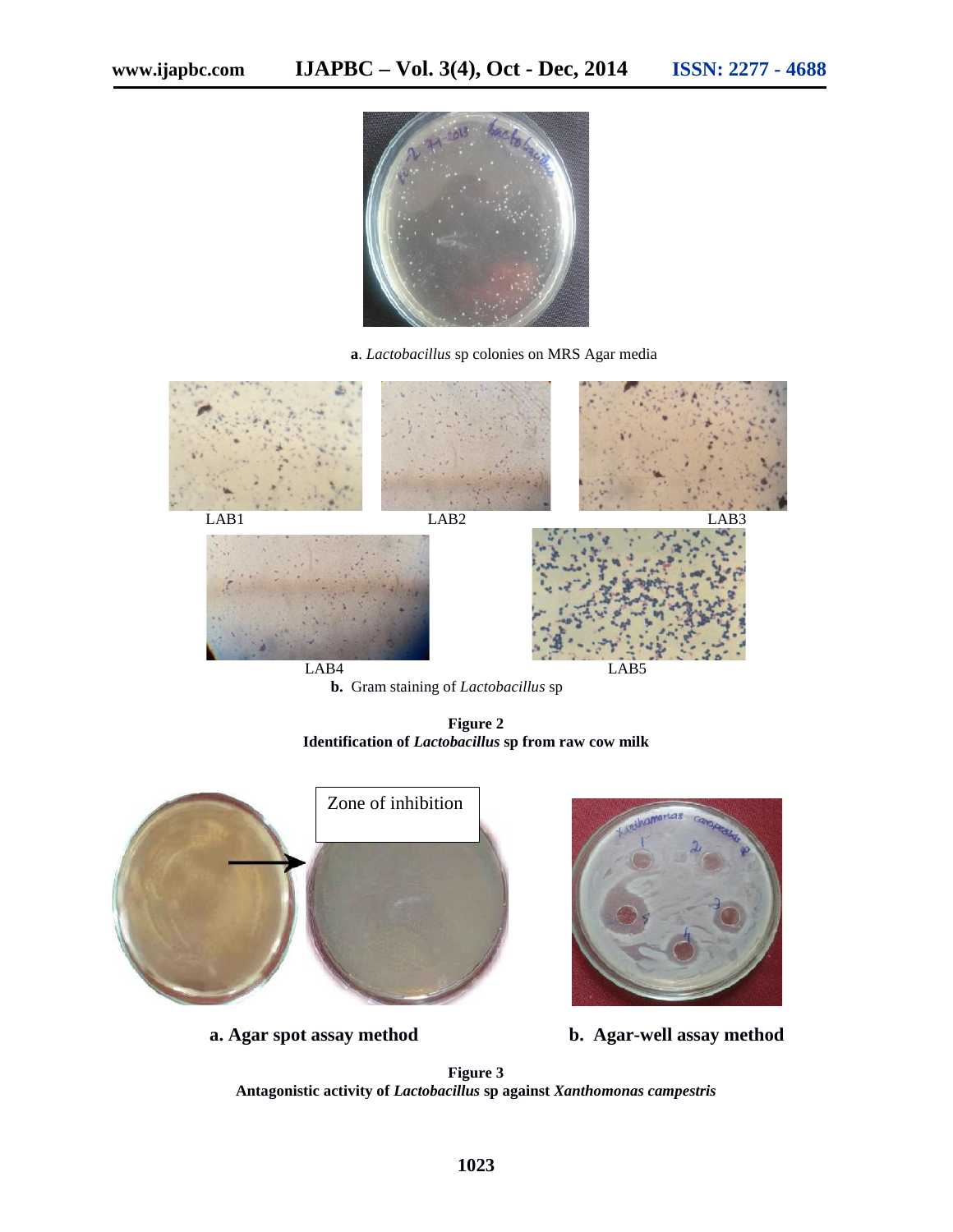**a**. *Lactobacillus* sp colonies on MRS Agar media

LAB1 LAB2 LAB3

LAB4 LAB5

**b.** Gram staining of *Lactobacillus* sp

**Figure 2**
**Identification of *Lactobacillus* sp from raw cow milk**

Zone of inhibition

**a. Agar spot assay method**

**b. Agar-well assay method**

**Figure 3**
**Antagonistic activity of *Lactobacillus* sp against *Xanthomonas campestris***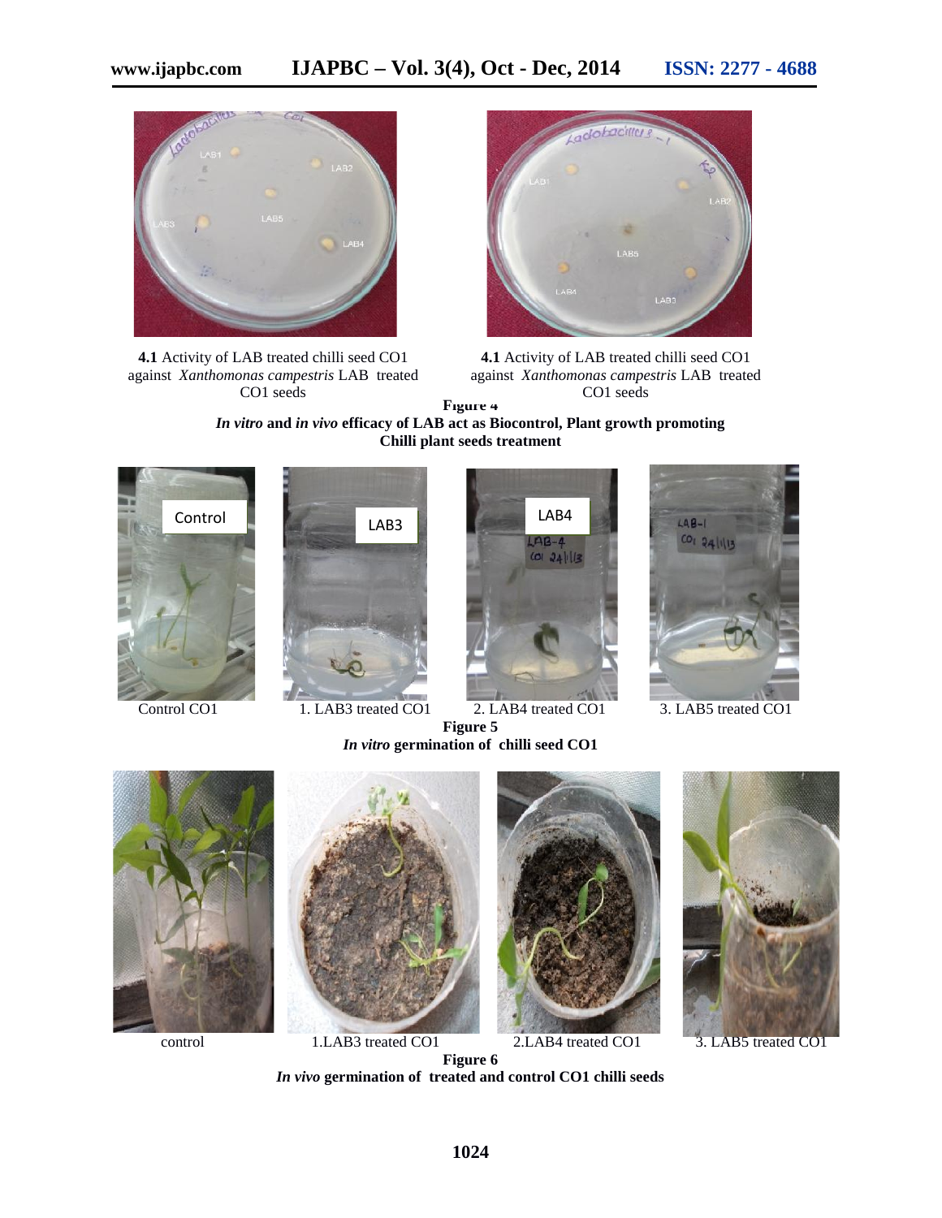**4.1** Activity of LAB treated chilli seed CO1 against *Xanthomonas campestris* LAB treated CO1 seeds

**4.1** Activity of LAB treated chilli seed CO1 against *Xanthomonas campestris* LAB treated CO1 seeds

**Figure 4**
***In vitro* and *in vivo* efficacy of LAB act as Biocontrol, Plant growth promoting Chilli plant seeds treatment**

Control CO1 &nbsp;&nbsp; 1. LAB3 treated CO1 &nbsp;&nbsp; 2. LAB4 treated CO1 &nbsp;&nbsp; 3. LAB5 treated CO1

**Figure 5**
***In vitro* germination of chilli seed CO1**

control &nbsp;&nbsp; 1.LAB3 treated CO1 &nbsp;&nbsp; 2.LAB4 treated CO1 &nbsp;&nbsp; 3. LAB5 treated CO1

**Figure 6**
***In vivo* germination of treated and control CO1 chilli seeds**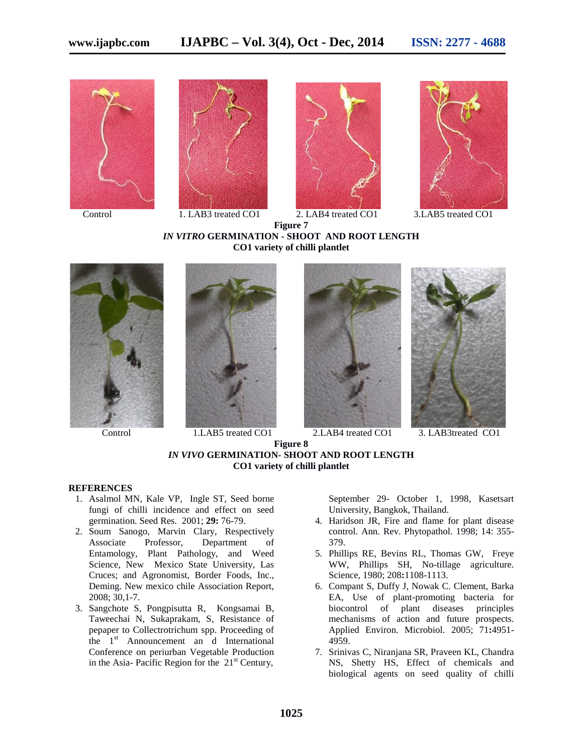Control 1. LAB3 treated CO1 2. LAB4 treated CO1 3.LAB5 treated CO1

**Figure 7**
***IN VITRO* GERMINATION - SHOOT AND ROOT LENGTH**
**CO1 variety of chilli plantlet**

Control 1.LAB5 treated CO1 2.LAB4 treated CO1 3. LAB3treated CO1

**Figure 8**
***IN VIVO* GERMINATION- SHOOT AND ROOT LENGTH**
**CO1 variety of chilli plantlet**

## REFERENCES

1. Asalmol MN, Kale VP, Ingle ST, Seed borne fungi of chilli incidence and effect on seed germination. Seed Res. 2001; **29:** 76-79.
2. Soum Sanogo, Marvin Clary, Respectively Associate Professor, Department of Entamology, Plant Pathology, and Weed Science, New Mexico State University, Las Cruces; and Agronomist, Border Foods, Inc., Deming. New mexico chile Association Report, 2008; 30,1-7.
3. Sangchote S, Pongpisutta R, Kongsamai B, Taweechai N, Sukaprakam, S, Resistance of pepaper to Collectrotrichum spp. Proceeding of the 1st Announcement an d International Conference on periurban Vegetable Production in the Asia- Pacific Region for the 21st Century, September 29- October 1, 1998, Kasetsart University, Bangkok, Thailand.
4. Haridson JR, Fire and flame for plant disease control. Ann. Rev. Phytopathol. 1998; 14: 355-379.
5. Phillips RE, Bevins RL, Thomas GW, Freye WW, Phillips SH, No-tillage agriculture. Science, 1980; 208**:**1108-1113.
6. Compant S, Duffy J, Nowak C. Clement, Barka EA, Use of plant-promoting bacteria for biocontrol of plant diseases principles mechanisms of action and future prospects. Applied Environ. Microbiol. 2005; 71**:**4951-4959.
7. Srinivas C, Niranjana SR, Praveen KL, Chandra NS, Shetty HS, Effect of chemicals and biological agents on seed quality of chilli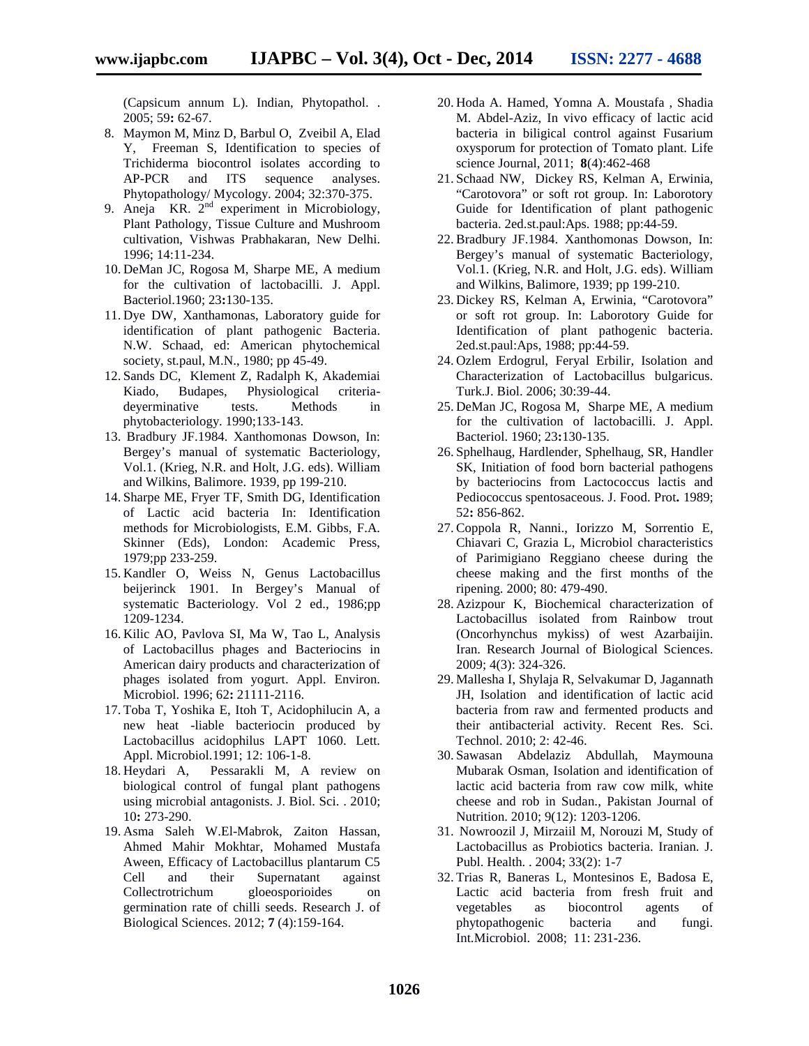(Capsicum annum L). Indian, Phytopathol. . 2005; 59**:** 62-67.

8. Maymon M, Minz D, Barbul O, Zveibil A, Elad Y, Freeman S, Identification to species of Trichiderma biocontrol isolates according to AP-PCR and ITS sequence analyses. Phytopathology/ Mycology. 2004; 32:370-375.
9. Aneja KR. 2[nd] experiment in Microbiology, Plant Pathology, Tissue Culture and Mushroom cultivation, Vishwas Prabhakaran, New Delhi. 1996; 14:11-234.
10. DeMan JC, Rogosa M, Sharpe ME, A medium for the cultivation of lactobacilli. J. Appl. Bacteriol.1960; 23**:**130-135.
11. Dye DW, Xanthamonas, Laboratory guide for identification of plant pathogenic Bacteria. N.W. Schaad, ed: American phytochemical society, st.paul, M.N., 1980; pp 45-49.
12. Sands DC, Klement Z, Radalph K, Akademiai Kiado, Budapes, Physiological criteria-deyerminative tests. Methods in phytobacteriology. 1990;133-143.
13. Bradbury JF.1984. Xanthomonas Dowson, In: Bergey's manual of systematic Bacteriology, Vol.1. (Krieg, N.R. and Holt, J.G. eds). William and Wilkins, Balimore. 1939, pp 199-210.
14. Sharpe ME, Fryer TF, Smith DG, Identification of Lactic acid bacteria In: Identification methods for Microbiologists, E.M. Gibbs, F.A. Skinner (Eds), London: Academic Press, 1979;pp 233-259.
15. Kandler O, Weiss N, Genus Lactobacillus beijerinck 1901. In Bergey's Manual of systematic Bacteriology. Vol 2 ed., 1986;pp 1209-1234.
16. Kilic AO, Pavlova SI, Ma W, Tao L, Analysis of Lactobacillus phages and Bacteriocins in American dairy products and characterization of phages isolated from yogurt. Appl. Environ. Microbiol. 1996; 62**:** 21111-2116.
17. Toba T, Yoshika E, Itoh T, Acidophilucin A, a new heat -liable bacteriocin produced by Lactobacillus acidophilus LAPT 1060. Lett. Appl. Microbiol.1991; 12: 106-1-8.
18. Heydari A, Pessarakli M, A review on biological control of fungal plant pathogens using microbial antagonists. J. Biol. Sci. . 2010; 10**:** 273-290.
19. Asma Saleh W.El-Mabrok, Zaiton Hassan, Ahmed Mahir Mokhtar, Mohamed Mustafa Aween, Efficacy of Lactobacillus plantarum C5 Cell and their Supernatant against Collectrotrichum gloeosporioides on germination rate of chilli seeds. Research J. of Biological Sciences. 2012; **7** (4):159-164.
20. Hoda A. Hamed, Yomna A. Moustafa , Shadia M. Abdel-Aziz, In vivo efficacy of lactic acid bacteria in biligical control against Fusarium oxysporum for protection of Tomato plant. Life science Journal, 2011; **8**(4):462-468
21. Schaad NW, Dickey RS, Kelman A, Erwinia, "Carotovora" or soft rot group. In: Laborotory Guide for Identification of plant pathogenic bacteria. 2ed.st.paul:Aps. 1988; pp:44-59.
22. Bradbury JF.1984. Xanthomonas Dowson, In: Bergey's manual of systematic Bacteriology, Vol.1. (Krieg, N.R. and Holt, J.G. eds). William and Wilkins, Balimore, 1939; pp 199-210.
23. Dickey RS, Kelman A, Erwinia, "Carotovora" or soft rot group. In: Laborotory Guide for Identification of plant pathogenic bacteria. 2ed.st.paul:Aps, 1988; pp:44-59.
24. Ozlem Erdogrul, Feryal Erbilir, Isolation and Characterization of Lactobacillus bulgaricus. Turk.J. Biol. 2006; 30:39-44.
25. DeMan JC, Rogosa M, Sharpe ME, A medium for the cultivation of lactobacilli. J. Appl. Bacteriol. 1960; 23**:**130-135.
26. Sphelhaug, Hardlender, Sphelhaug, SR, Handler SK, Initiation of food born bacterial pathogens by bacteriocins from Lactococcus lactis and Pediococcus spentosaceous. J. Food. Prot**.** 1989; 52**:** 856-862.
27. Coppola R, Nanni., Iorizzo M, Sorrentio E, Chiavari C, Grazia L, Microbiol characteristics of Parimigiano Reggiano cheese during the cheese making and the first months of the ripening. 2000; 80: 479-490.
28. Azizpour K, Biochemical characterization of Lactobacillus isolated from Rainbow trout (Oncorhynchus mykiss) of west Azarbaijin. Iran. Research Journal of Biological Sciences. 2009; 4(3): 324-326.
29. Mallesha I, Shylaja R, Selvakumar D, Jagannath JH, Isolation and identification of lactic acid bacteria from raw and fermented products and their antibacterial activity. Recent Res. Sci. Technol. 2010; 2: 42-46.
30. Sawasan Abdelaziz Abdullah, Maymouna Mubarak Osman, Isolation and identification of lactic acid bacteria from raw cow milk, white cheese and rob in Sudan., Pakistan Journal of Nutrition. 2010; 9(12): 1203-1206.
31. Nowroozil J, Mirzaiil M, Norouzi M, Study of Lactobacillus as Probiotics bacteria. Iranian. J. Publ. Health. . 2004; 33(2): 1-7
32. Trias R, Baneras L, Montesinos E, Badosa E, Lactic acid bacteria from fresh fruit and vegetables as biocontrol agents of phytopathogenic bacteria and fungi. Int.Microbiol. 2008; 11: 231-236.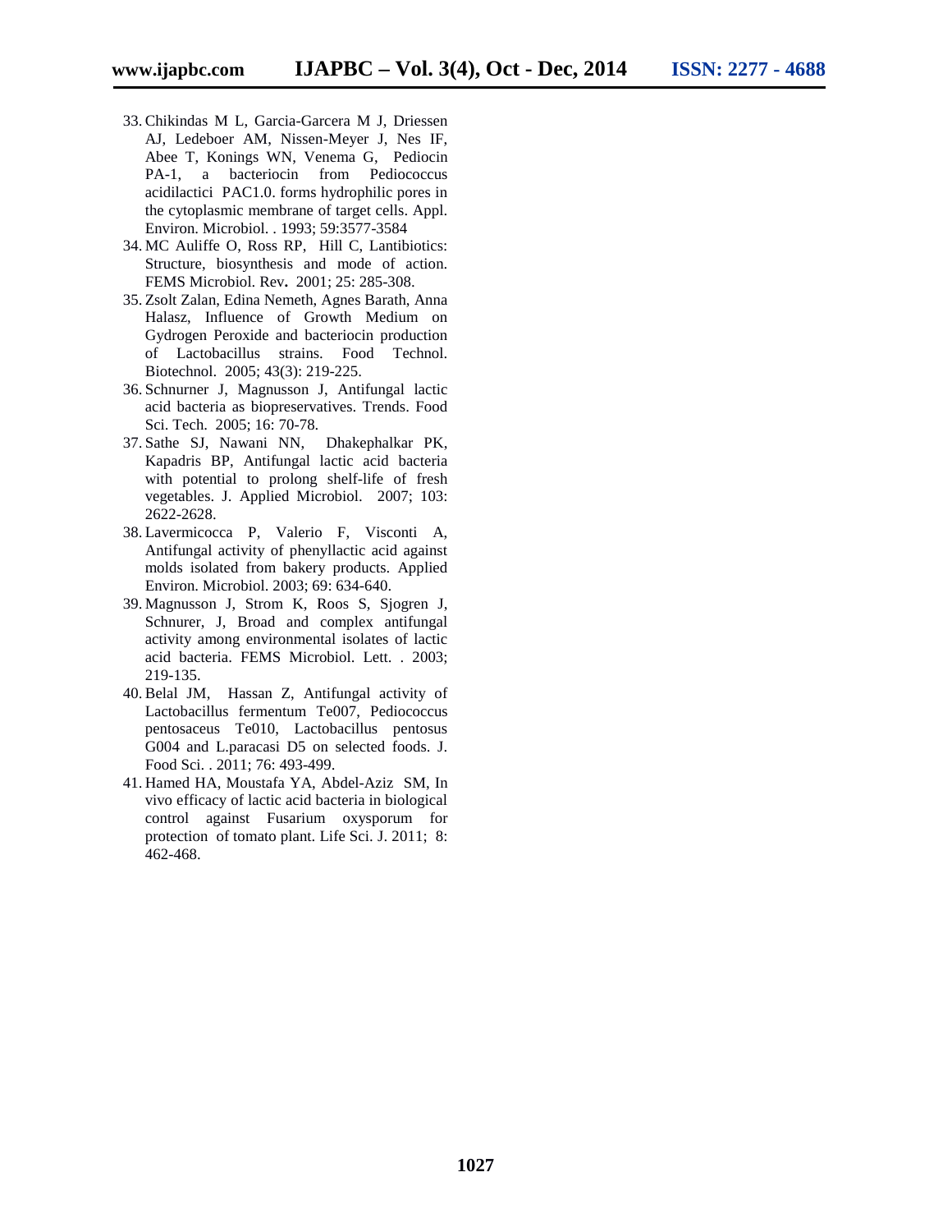33. Chikindas M L, Garcia-Garcera M J, Driessen AJ, Ledeboer AM, Nissen-Meyer J, Nes IF, Abee T, Konings WN, Venema G, Pediocin PA-1, a bacteriocin from Pediococcus acidilactici PAC1.0. forms hydrophilic pores in the cytoplasmic membrane of target cells. Appl. Environ. Microbiol. . 1993; 59:3577-3584
34. MC Auliffe O, Ross RP, Hill C, Lantibiotics: Structure, biosynthesis and mode of action. FEMS Microbiol. Rev**.** 2001; 25: 285-308.
35. Zsolt Zalan, Edina Nemeth, Agnes Barath, Anna Halasz, Influence of Growth Medium on Gydrogen Peroxide and bacteriocin production of Lactobacillus strains. Food Technol. Biotechnol. 2005; 43(3): 219-225.
36. Schnurner J, Magnusson J, Antifungal lactic acid bacteria as biopreservatives. Trends. Food Sci. Tech. 2005; 16: 70-78.
37. Sathe SJ, Nawani NN, Dhakephalkar PK, Kapadris BP, Antifungal lactic acid bacteria with potential to prolong shelf-life of fresh vegetables. J. Applied Microbiol. 2007; 103: 2622-2628.
38. Lavermicocca P, Valerio F, Visconti A, Antifungal activity of phenyllactic acid against molds isolated from bakery products. Applied Environ. Microbiol. 2003; 69: 634-640.
39. Magnusson J, Strom K, Roos S, Sjogren J, Schnurer, J, Broad and complex antifungal activity among environmental isolates of lactic acid bacteria. FEMS Microbiol. Lett. . 2003; 219-135.
40. Belal JM, Hassan Z, Antifungal activity of Lactobacillus fermentum Te007, Pediococcus pentosaceus Te010, Lactobacillus pentosus G004 and L.paracasi D5 on selected foods. J. Food Sci. . 2011; 76: 493-499.
41. Hamed HA, Moustafa YA, Abdel-Aziz SM, In vivo efficacy of lactic acid bacteria in biological control against Fusarium oxysporum for protection of tomato plant. Life Sci. J. 2011; 8: 462-468.